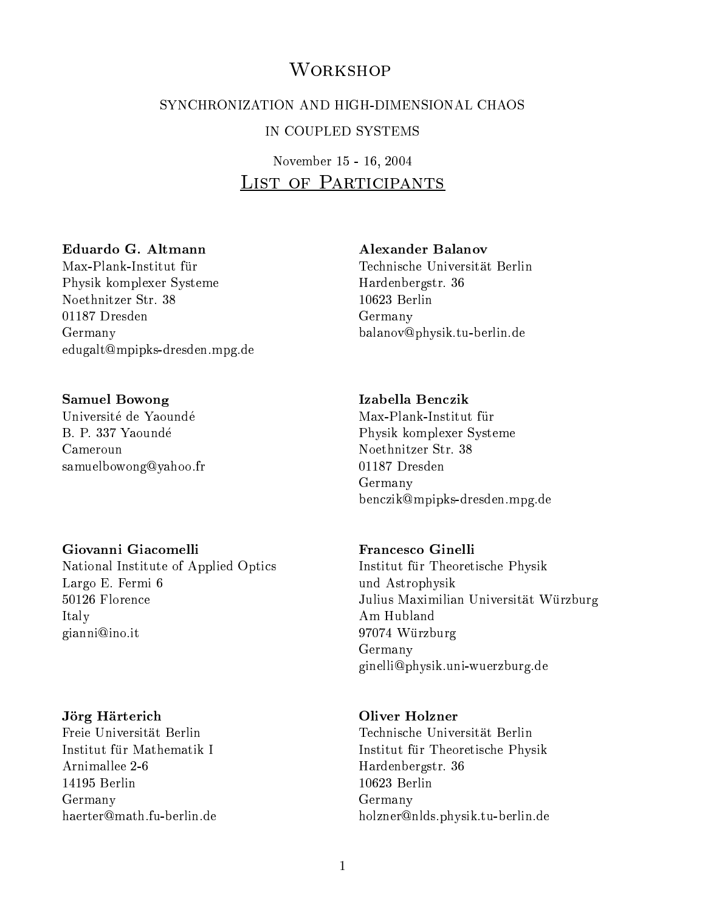# Workshop

## synchronization and high-dimensional chaos in coupled systems

November 15 - 16, 2004

## List of Participants

**Eduardo G. Altmann**
Max-Plank-Institut für
Physik komplexer Systeme
Noethnitzer Str. 38
01187 Dresden
Germany
edugalt@mpipks-dresden.mpg.de

**Alexander Balanov**
Technische Universität Berlin
Hardenbergstr. 36
10623 Berlin
Germany
balanov@physik.tu-berlin.de

**Samuel Bowong**
Université de Yaoundé
B. P. 337 Yaoundé
Cameroun
samuelbowong@yahoo.fr

**Izabella Benczik**
Max-Plank-Institut für
Physik komplexer Systeme
Noethnitzer Str. 38
01187 Dresden
Germany
benczik@mpipks-dresden.mpg.de

**Giovanni Giacomelli**
National Institute of Applied Optics
Largo E. Fermi 6
50126 Florence
Italy
gianni@ino.it

**Francesco Ginelli**
Institut für Theoretische Physik
und Astrophysik
Julius Maximilian Universität Würzburg
Am Hubland
97074 Würzburg
Germany
ginelli@physik.uni-wuerzburg.de

**Jörg Härterich**
Freie Universität Berlin
Institut für Mathematik I
Arnimallee 2-6
14195 Berlin
Germany
haerter@math.fu-berlin.de

**Oliver Holzner**
Technische Universität Berlin
Institut für Theoretische Physik
Hardenbergstr. 36
10623 Berlin
Germany
holzner@nlds.physik.tu-berlin.de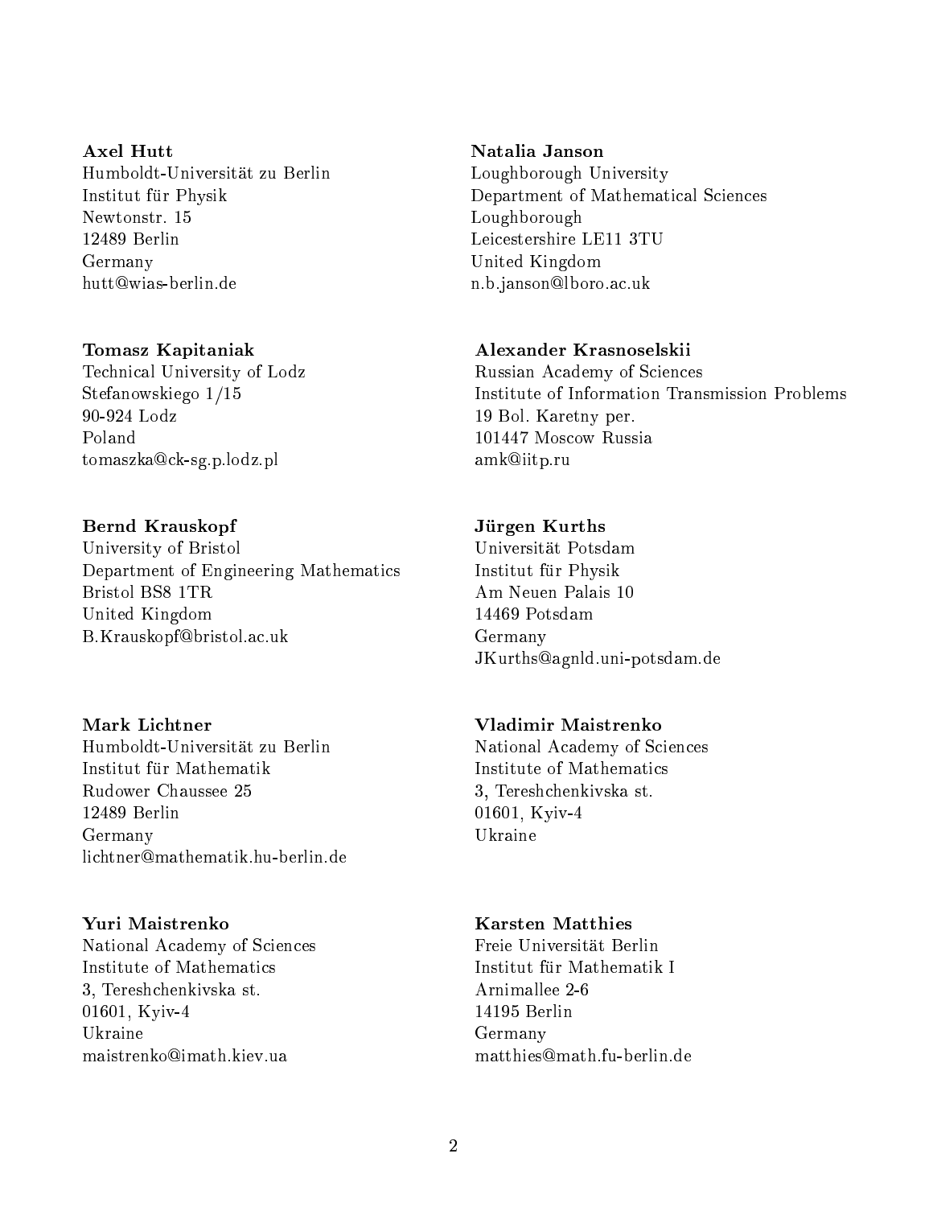**Axel Hutt**
Humboldt-Universität zu Berlin
Institut für Physik
Newtonstr. 15
12489 Berlin
Germany
hutt@wias-berlin.de

**Natalia Janson**
Loughborough University
Department of Mathematical Sciences
Loughborough
Leicestershire LE11 3TU
United Kingdom
n.b.janson@lboro.ac.uk

**Tomasz Kapitaniak**
Technical University of Lodz
Stefanowskiego 1/15
90-924 Lodz
Poland
tomaszka@ck-sg.p.lodz.pl

**Alexander Krasnoselskii**
Russian Academy of Sciences
Institute of Information Transmission Problems
19 Bol. Karetny per.
101447 Moscow Russia
amk@iitp.ru

**Bernd Krauskopf**
University of Bristol
Department of Engineering Mathematics
Bristol BS8 1TR
United Kingdom
B.Krauskopf@bristol.ac.uk

**Jürgen Kurths**
Universität Potsdam
Institut für Physik
Am Neuen Palais 10
14469 Potsdam
Germany
JKurths@agnld.uni-potsdam.de

**Mark Lichtner**
Humboldt-Universität zu Berlin
Institut für Mathematik
Rudower Chaussee 25
12489 Berlin
Germany
lichtner@mathematik.hu-berlin.de

**Vladimir Maistrenko**
National Academy of Sciences
Institute of Mathematics
3, Tereshchenkivska st.
01601, Kyiv-4
Ukraine

**Yuri Maistrenko**
National Academy of Sciences
Institute of Mathematics
3, Tereshchenkivska st.
01601, Kyiv-4
Ukraine
maistrenko@imath.kiev.ua

**Karsten Matthies**
Freie Universität Berlin
Institut für Mathematik I
Arnimallee 2-6
14195 Berlin
Germany
matthies@math.fu-berlin.de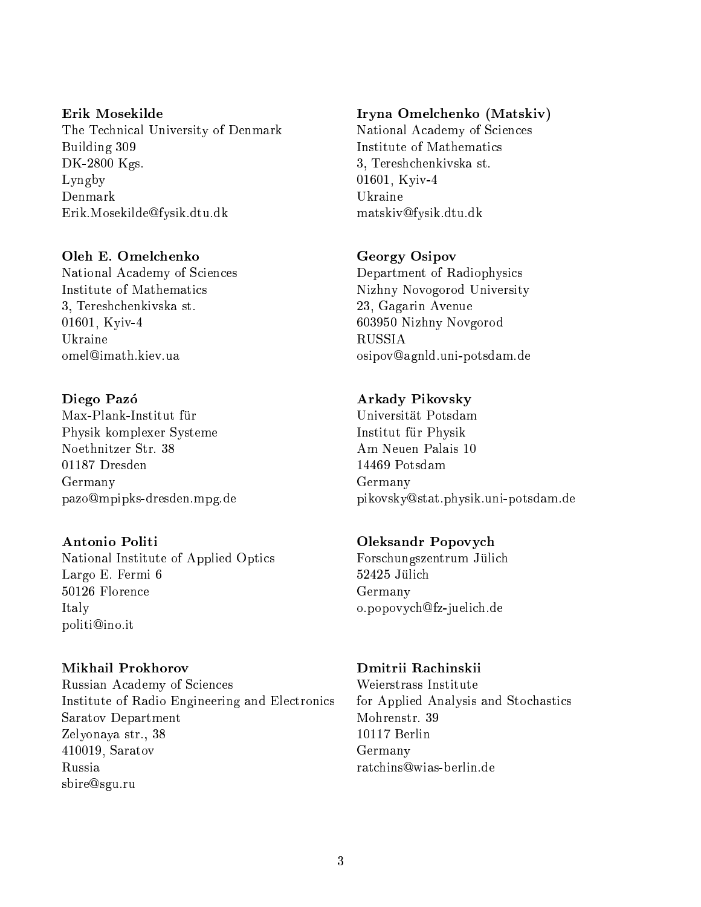**Erik Mosekilde**
The Technical University of Denmark
Building 309
DK-2800 Kgs.
Lyngby
Denmark
Erik.Mosekilde@fysik.dtu.dk

**Iryna Omelchenko (Matskiv)**
National Academy of Sciences
Institute of Mathematics
3, Tereshchenkivska st.
01601, Kyiv-4
Ukraine
matskiv@fysik.dtu.dk

**Oleh E. Omelchenko**
National Academy of Sciences
Institute of Mathematics
3, Tereshchenkivska st.
01601, Kyiv-4
Ukraine
omel@imath.kiev.ua

**Georgy Osipov**
Department of Radiophysics
Nizhny Novogorod University
23, Gagarin Avenue
603950 Nizhny Novgorod
RUSSIA
osipov@agnld.uni-potsdam.de

**Diego Pazó**
Max-Plank-Institut für
Physik komplexer Systeme
Noethnitzer Str. 38
01187 Dresden
Germany
pazo@mpipks-dresden.mpg.de

**Arkady Pikovsky**
Universität Potsdam
Institut für Physik
Am Neuen Palais 10
14469 Potsdam
Germany
pikovsky@stat.physik.uni-potsdam.de

**Antonio Politi**
National Institute of Applied Optics
Largo E. Fermi 6
50126 Florence
Italy
politi@ino.it

**Oleksandr Popovych**
Forschungszentrum Jülich
52425 Jülich
Germany
o.popovych@fz-juelich.de

**Mikhail Prokhorov**
Russian Academy of Sciences
Institute of Radio Engineering and Electronics
Saratov Department
Zelyonaya str., 38
410019, Saratov
Russia
sbire@sgu.ru

**Dmitrii Rachinskii**
Weierstrass Institute
for Applied Analysis and Stochastics
Mohrenstr. 39
10117 Berlin
Germany
ratchins@wias-berlin.de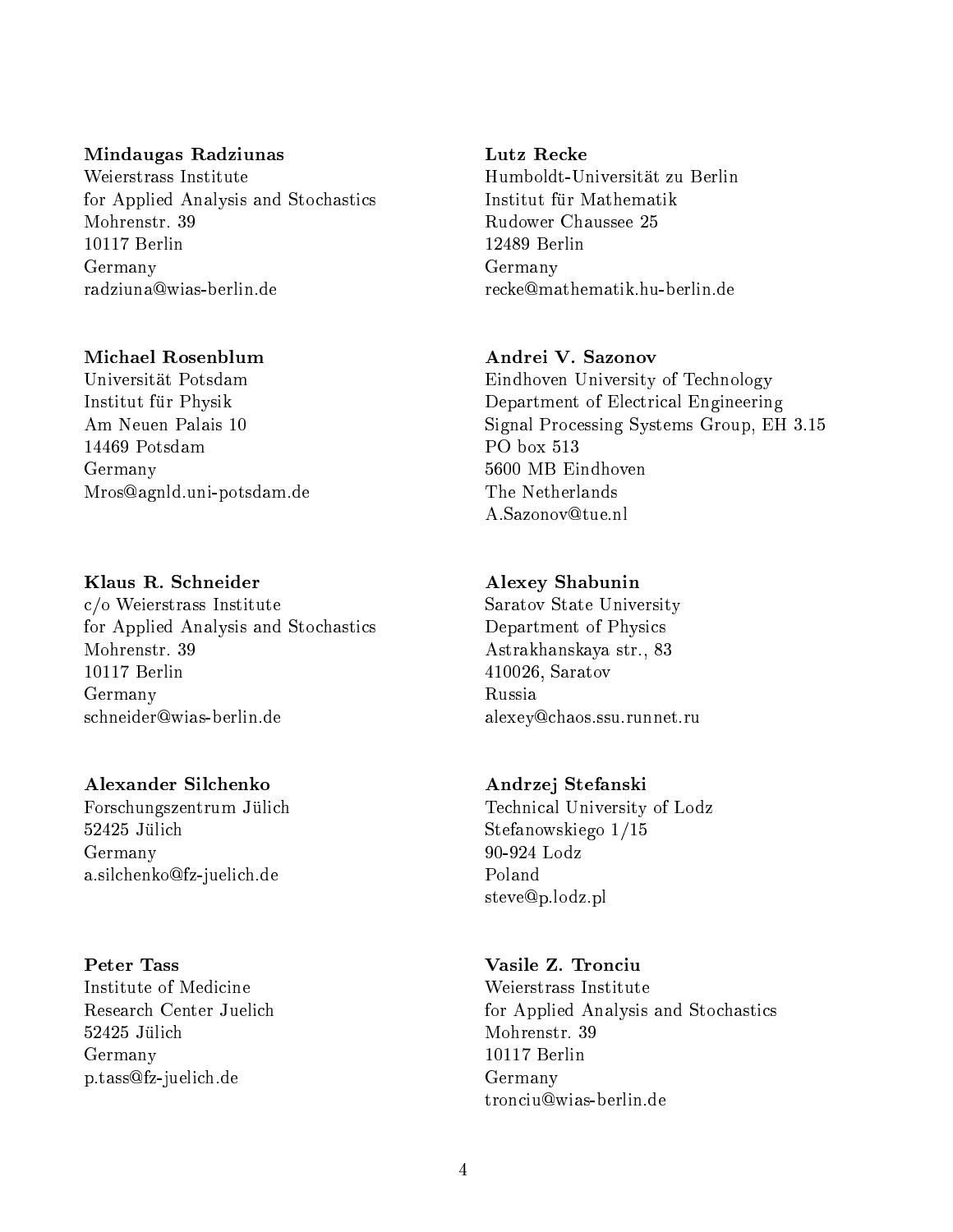**Mindaugas Radziunas**
Weierstrass Institute
for Applied Analysis and Stochastics
Mohrenstr. 39
10117 Berlin
Germany
radziuna@wias-berlin.de

**Lutz Recke**
Humboldt-Universität zu Berlin
Institut für Mathematik
Rudower Chaussee 25
12489 Berlin
Germany
recke@mathematik.hu-berlin.de

**Michael Rosenblum**
Universität Potsdam
Institut für Physik
Am Neuen Palais 10
14469 Potsdam
Germany
Mros@agnld.uni-potsdam.de

**Andrei V. Sazonov**
Eindhoven University of Technology
Department of Electrical Engineering
Signal Processing Systems Group, EH 3.15
PO box 513
5600 MB Eindhoven
The Netherlands
A.Sazonov@tue.nl

**Klaus R. Schneider**
c/o Weierstrass Institute
for Applied Analysis and Stochastics
Mohrenstr. 39
10117 Berlin
Germany
schneider@wias-berlin.de

**Alexey Shabunin**
Saratov State University
Department of Physics
Astrakhanskaya str., 83
410026, Saratov
Russia
alexey@chaos.ssu.runnet.ru

**Alexander Silchenko**
Forschungszentrum Jülich
52425 Jülich
Germany
a.silchenko@fz-juelich.de

**Andrzej Stefanski**
Technical University of Lodz
Stefanowskiego 1/15
90-924 Lodz
Poland
steve@p.lodz.pl

**Peter Tass**
Institute of Medicine
Research Center Juelich
52425 Jülich
Germany
p.tass@fz-juelich.de

**Vasile Z. Tronciu**
Weierstrass Institute
for Applied Analysis and Stochastics
Mohrenstr. 39
10117 Berlin
Germany
tronciu@wias-berlin.de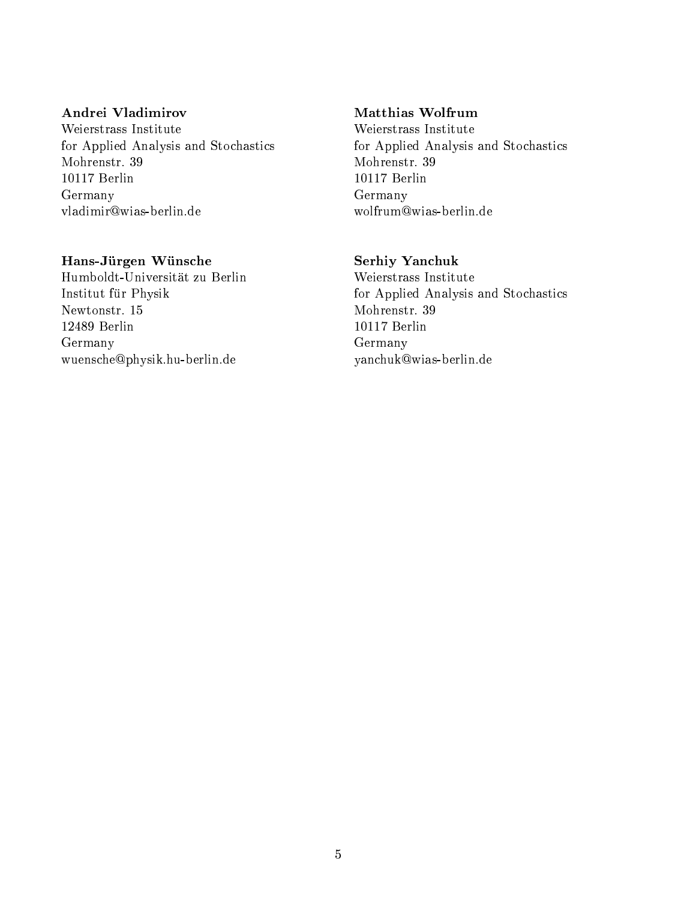**Andrei Vladimirov**
Weierstrass Institute
for Applied Analysis and Stochastics
Mohrenstr. 39
10117 Berlin
Germany
vladimir@wias-berlin.de

**Matthias Wolfrum**
Weierstrass Institute
for Applied Analysis and Stochastics
Mohrenstr. 39
10117 Berlin
Germany
wolfrum@wias-berlin.de

**Hans-Jürgen Wünsche**
Humboldt-Universität zu Berlin
Institut für Physik
Newtonstr. 15
12489 Berlin
Germany
wuensche@physik.hu-berlin.de

**Serhiy Yanchuk**
Weierstrass Institute
for Applied Analysis and Stochastics
Mohrenstr. 39
10117 Berlin
Germany
yanchuk@wias-berlin.de